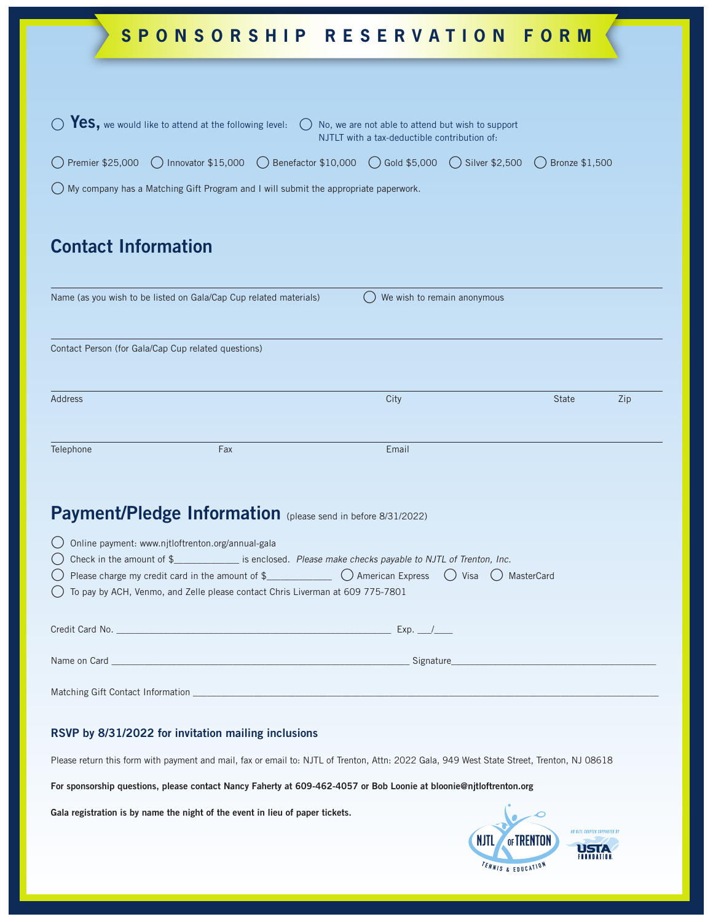# SPONSORSHIP RESERVATION FORM

◯ **Yes,** we would like to attend at the following level: ◯ No, we are not able to attend but wish to support NJTLT with a tax-deductible contribution of:

◯ Premier $25,000 ◯ Innovator $15,000 ◯ Benefactor $10,000 ◯ Gold $5,000 ◯ Silver $2,500 ◯ Bronze $1,500

◯ My company has a Matching Gift Program and I will submit the appropriate paperwork.

## Contact Information

Name (as you wish to be listed on Gala/Cap Cup related materials) ◯ We wish to remain anonymous

Contact Person (for Gala/Cap Cup related questions)

Address City State Zip

Telephone Fax Email

## Payment/Pledge Information (please send in before 8/31/2022)

◯ Online payment: www.njtloftrenton.org/annual-gala

◯ Check in the amount of $_____________ is enclosed. *Please make checks payable to NJTL of Trenton, Inc.*

◯ Please charge my credit card in the amount of $_____________ ◯ American Express ◯ Visa ◯ MasterCard

◯ To pay by ACH, Venmo, and Zelle please contact Chris Liverman at 609 775-7801

Credit Card No. _______________________________________________________ Exp. ___/____

Name on Card ____________________________________________________________ Signature_________________________________________

Matching Gift Contact Information ______________________________________________________________________________________________

### RSVP by 8/31/2022 for invitation mailing inclusions

Please return this form with payment and mail, fax or email to: NJTL of Trenton, Attn: 2022 Gala, 949 West State Street, Trenton, NJ 08618

**For sponsorship questions, please contact Nancy Faherty at 609-462-4057 or Bob Loonie at bloonie@njtloftrenton.org**

**Gala registration is by name the night of the event in lieu of paper tickets.**

NJTL of TRENTON Tennis & Education

An NJTL chapter supported by USTA Foundation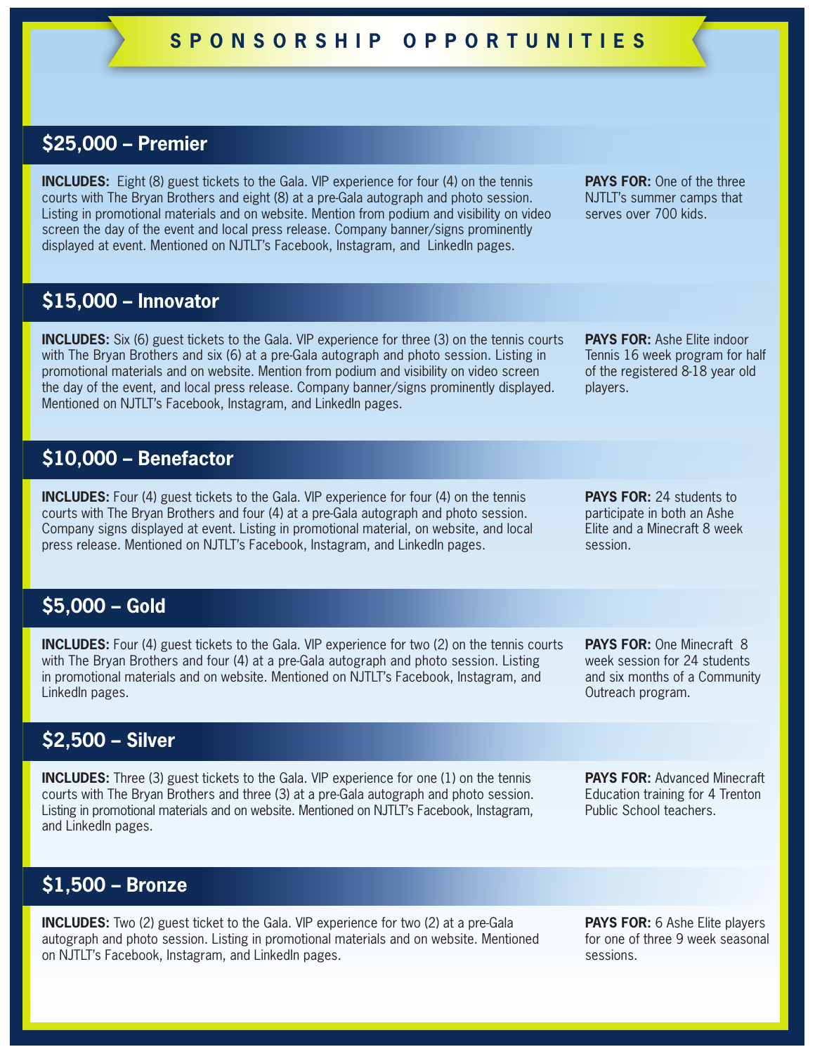# SPONSORSHIP OPPORTUNITIES

## $25,000 – Premier

**INCLUDES:** Eight (8) guest tickets to the Gala. VIP experience for four (4) on the tennis courts with The Bryan Brothers and eight (8) at a pre-Gala autograph and photo session. Listing in promotional materials and on website. Mention from podium and visibility on video screen the day of the event and local press release. Company banner/signs prominently displayed at event. Mentioned on NJTLT's Facebook, Instagram, and LinkedIn pages.

**PAYS FOR:** One of the three NJTLT's summer camps that serves over 700 kids.

## $15,000 – Innovator

**INCLUDES:** Six (6) guest tickets to the Gala. VIP experience for three (3) on the tennis courts with The Bryan Brothers and six (6) at a pre-Gala autograph and photo session. Listing in promotional materials and on website. Mention from podium and visibility on video screen the day of the event, and local press release. Company banner/signs prominently displayed. Mentioned on NJTLT's Facebook, Instagram, and LinkedIn pages.

**PAYS FOR:** Ashe Elite indoor Tennis 16 week program for half of the registered 8-18 year old players.

## $10,000 – Benefactor

**INCLUDES:** Four (4) guest tickets to the Gala. VIP experience for four (4) on the tennis courts with The Bryan Brothers and four (4) at a pre-Gala autograph and photo session. Company signs displayed at event. Listing in promotional material, on website, and local press release. Mentioned on NJTLT's Facebook, Instagram, and LinkedIn pages.

**PAYS FOR:** 24 students to participate in both an Ashe Elite and a Minecraft 8 week session.

## $5,000 – Gold

**INCLUDES:** Four (4) guest tickets to the Gala. VIP experience for two (2) on the tennis courts with The Bryan Brothers and four (4) at a pre-Gala autograph and photo session. Listing in promotional materials and on website. Mentioned on NJTLT's Facebook, Instagram, and LinkedIn pages.

**PAYS FOR:** One Minecraft 8 week session for 24 students and six months of a Community Outreach program.

## $2,500 – Silver

**INCLUDES:** Three (3) guest tickets to the Gala. VIP experience for one (1) on the tennis courts with The Bryan Brothers and three (3) at a pre-Gala autograph and photo session. Listing in promotional materials and on website. Mentioned on NJTLT's Facebook, Instagram, and LinkedIn pages.

**PAYS FOR:** Advanced Minecraft Education training for 4 Trenton Public School teachers.

## $1,500 – Bronze

**INCLUDES:** Two (2) guest ticket to the Gala. VIP experience for two (2) at a pre-Gala autograph and photo session. Listing in promotional materials and on website. Mentioned on NJTLT's Facebook, Instagram, and LinkedIn pages.

**PAYS FOR:** 6 Ashe Elite players for one of three 9 week seasonal sessions.